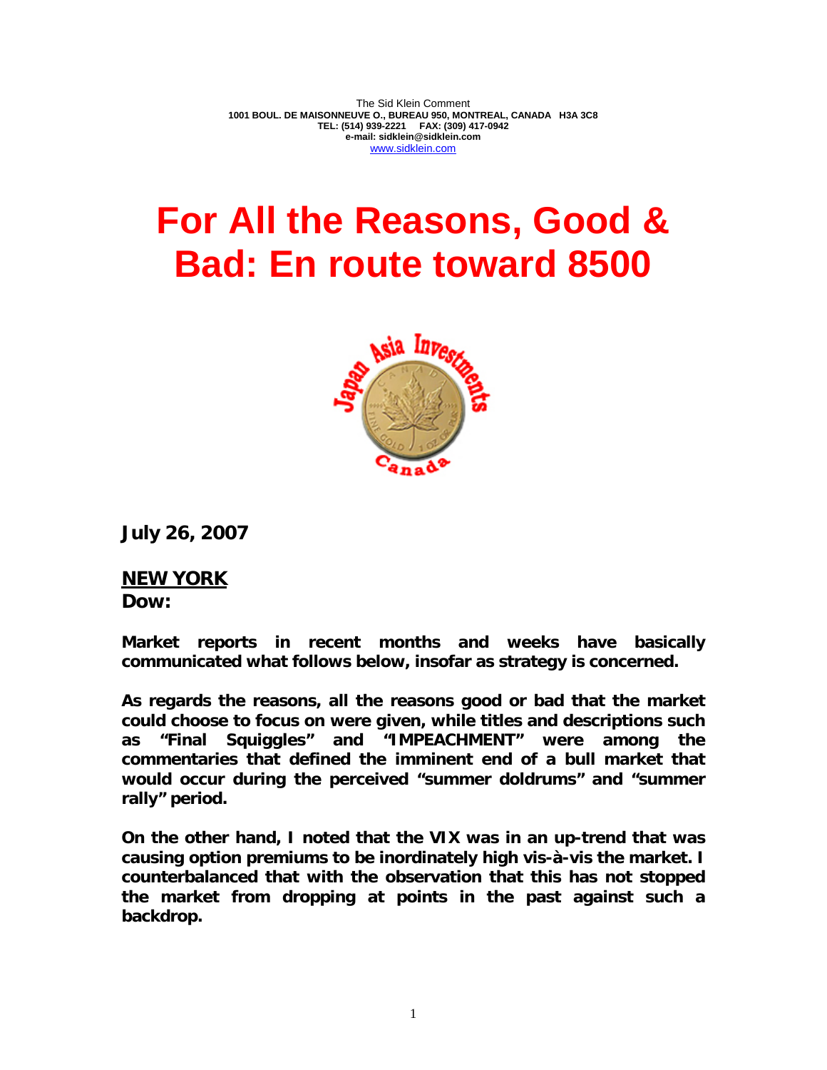The Sid Klein Comment
1001 BOUL. DE MAISONNEUVE O., BUREAU 950, MONTREAL, CANADA H3A 3C8
TEL: (514) 939-2221 FAX: (309) 417-0942
e-mail: sidklein@sidklein.com
www.sidklein.com

# For All the Reasons, Good & Bad: En route toward 8500

**July 26, 2007**

**NEW YORK**
**Dow:**

**Market reports in recent months and weeks have basically communicated what follows below, insofar as strategy is concerned.**

**As regards the reasons, all the reasons good or bad that the market could choose to focus on were given, while titles and descriptions such as "Final Squiggles" and "IMPEACHMENT" were among the commentaries that defined the imminent end of a bull market that would occur during the perceived "summer doldrums" and "summer rally" period.**

**On the other hand, I noted that the VIX was in an up-trend that was causing option premiums to be inordinately high vis-à-vis the market. I counterbalanced that with the observation that this has not stopped the market from dropping at points in the past against such a backdrop.**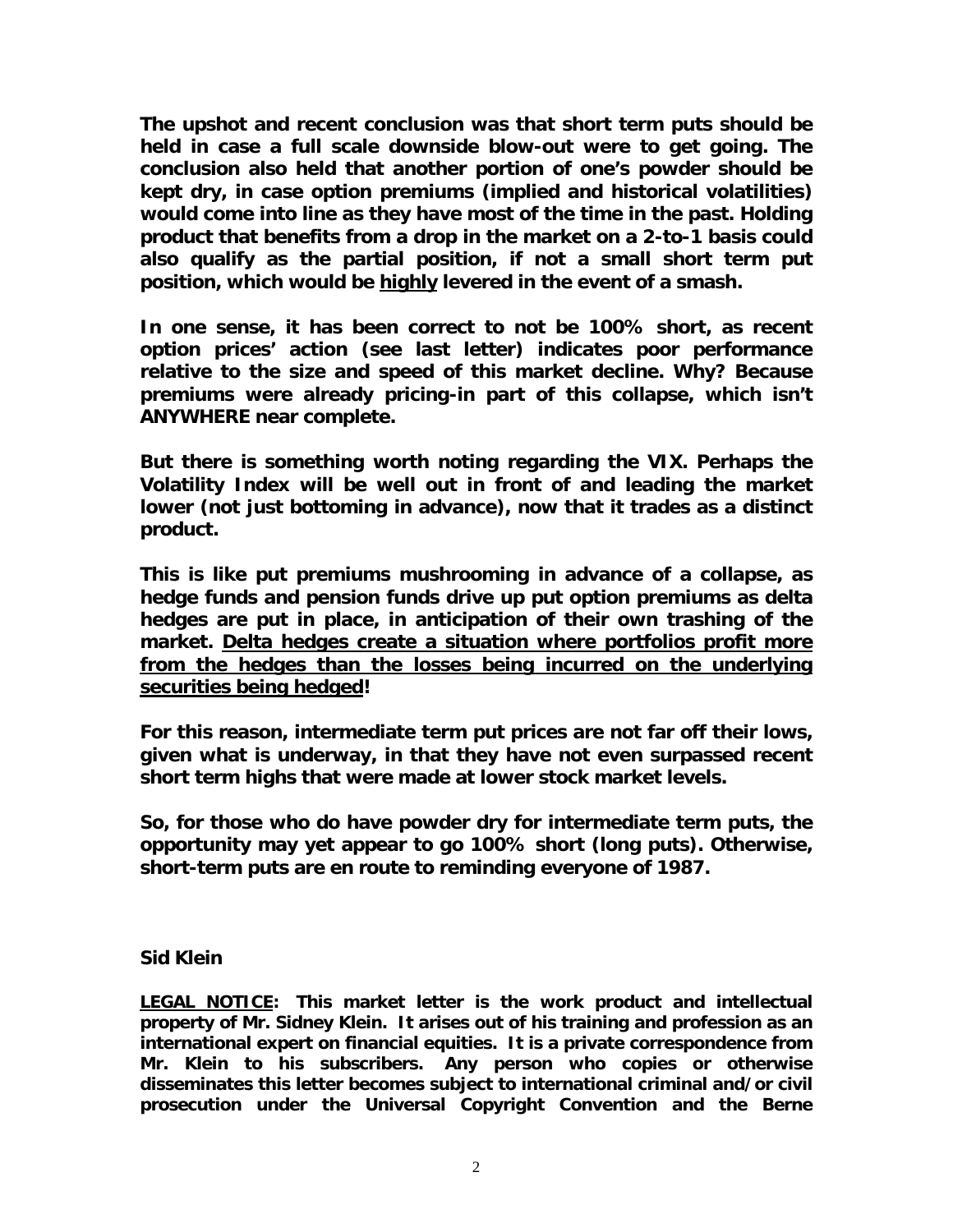**The upshot and recent conclusion was that short term puts should be held in case a full scale downside blow-out were to get going. The conclusion also held that another portion of one's powder should be kept dry, in case option premiums (implied and historical volatilities) would come into line as they have most of the time in the past. Holding product that benefits from a drop in the market on a 2-to-1 basis could also qualify as the partial position, if not a small short term put position, which would be <u>highly</u> levered in the event of a smash.**

**In one sense, it has been correct to not be 100% short, as recent option prices' action (see last letter) indicates poor performance relative to the size and speed of this market decline. Why? Because premiums were already pricing-in part of this collapse, which isn't ANYWHERE near complete.**

**But there is something worth noting regarding the VIX. Perhaps the Volatility Index will be well out in front of and leading the market lower (not just bottoming in advance), now that it trades as a distinct product.**

**This is like put premiums mushrooming in advance of a collapse, as hedge funds and pension funds drive up put option premiums as delta hedges are put in place, in anticipation of their own trashing of the market. <u>Delta hedges create a situation where portfolios profit more from the hedges than the losses being incurred on the underlying securities being hedged</u>!**

**For this reason, intermediate term put prices are not far off their lows, given what is underway, in that they have not even surpassed recent short term highs that were made at lower stock market levels.**

**So, for those who do have powder dry for intermediate term puts, the opportunity may yet appear to go 100% short (long puts). Otherwise, short-term puts are en route to reminding everyone of 1987.**

**Sid Klein**

**<u>LEGAL NOTICE</u>: This market letter is the work product and intellectual property of Mr. Sidney Klein. It arises out of his training and profession as an international expert on financial equities. It is a private correspondence from Mr. Klein to his subscribers. Any person who copies or otherwise disseminates this letter becomes subject to international criminal and/or civil prosecution under the Universal Copyright Convention and the Berne**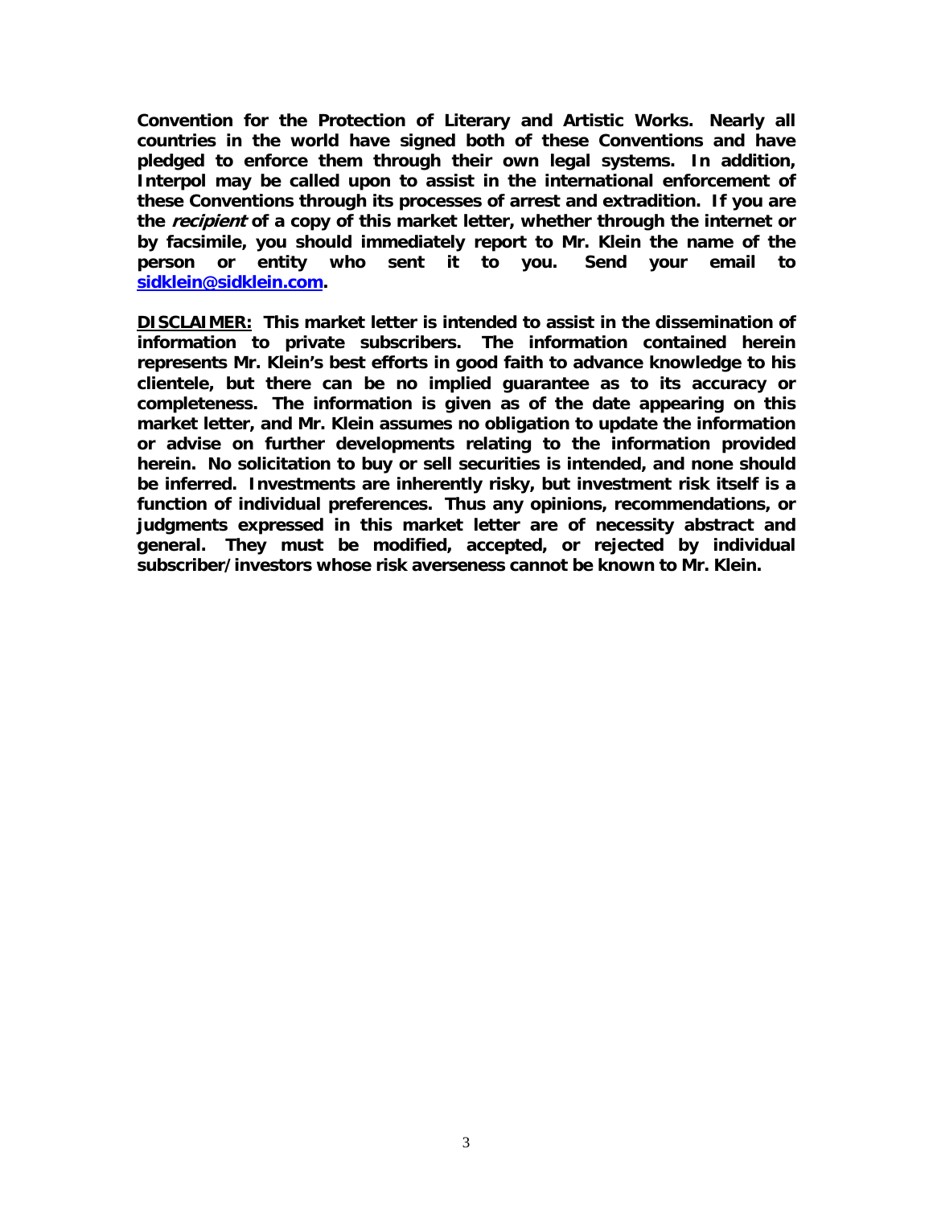**Convention for the Protection of Literary and Artistic Works. Nearly all countries in the world have signed both of these Conventions and have pledged to enforce them through their own legal systems. In addition, Interpol may be called upon to assist in the international enforcement of these Conventions through its processes of arrest and extradition. If you are the *recipient* of a copy of this market letter, whether through the internet or by facsimile, you should immediately report to Mr. Klein the name of the person or entity who sent it to you. Send your email to sidklein@sidklein.com.**

**DISCLAIMER: This market letter is intended to assist in the dissemination of information to private subscribers. The information contained herein represents Mr. Klein's best efforts in good faith to advance knowledge to his clientele, but there can be no implied guarantee as to its accuracy or completeness. The information is given as of the date appearing on this market letter, and Mr. Klein assumes no obligation to update the information or advise on further developments relating to the information provided herein. No solicitation to buy or sell securities is intended, and none should be inferred. Investments are inherently risky, but investment risk itself is a function of individual preferences. Thus any opinions, recommendations, or judgments expressed in this market letter are of necessity abstract and general. They must be modified, accepted, or rejected by individual subscriber/investors whose risk averseness cannot be known to Mr. Klein.**